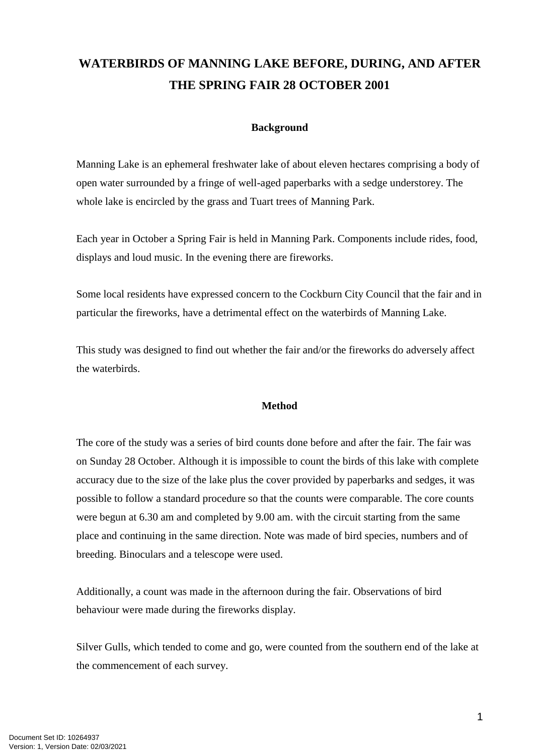# WATERBIRDS OF MANNING LAKE BEFORE, DURING, AND AFTER THE SPRING FAIR 28 OCTOBER 2001

## Background

Manning Lake is an ephemeral freshwater lake of about eleven hectares comprising a body of open water surrounded by a fringe of well-aged paperbarks with a sedge understorey. The whole lake is encircled by the grass and Tuart trees of Manning Park.

Each year in October a Spring Fair is held in Manning Park. Components include rides, food, displays and loud music. In the evening there are fireworks.

Some local residents have expressed concern to the Cockburn City Council that the fair and in particular the fireworks, have a detrimental effect on the waterbirds of Manning Lake.

This study was designed to find out whether the fair and/or the fireworks do adversely affect the waterbirds.

## Method

The core of the study was a series of bird counts done before and after the fair. The fair was on Sunday 28 October. Although it is impossible to count the birds of this lake with complete accuracy due to the size of the lake plus the cover provided by paperbarks and sedges, it was possible to follow a standard procedure so that the counts were comparable. The core counts were begun at 6.30 am and completed by 9.00 am. with the circuit starting from the same place and continuing in the same direction. Note was made of bird species, numbers and of breeding. Binoculars and a telescope were used.

Additionally, a count was made in the afternoon during the fair. Observations of bird behaviour were made during the fireworks display.

Silver Gulls, which tended to come and go, were counted from the southern end of the lake at the commencement of each survey.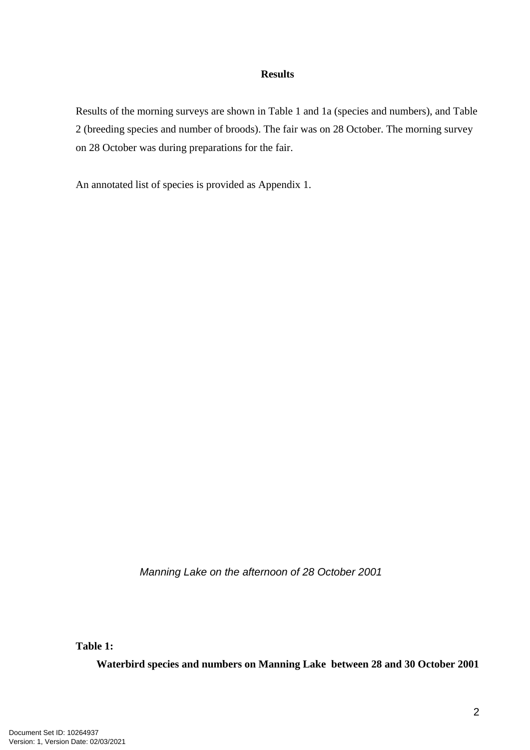## Results

Results of the morning surveys are shown in Table 1 and 1a (species and numbers), and Table 2 (breeding species and number of broods). The fair was on 28 October. The morning survey on 28 October was during preparations for the fair.

An annotated list of species is provided as Appendix 1.

*Manning Lake on the afternoon of 28 October 2001*

**Table 1:**

**Waterbird species and numbers on Manning Lake between 28 and 30 October 2001**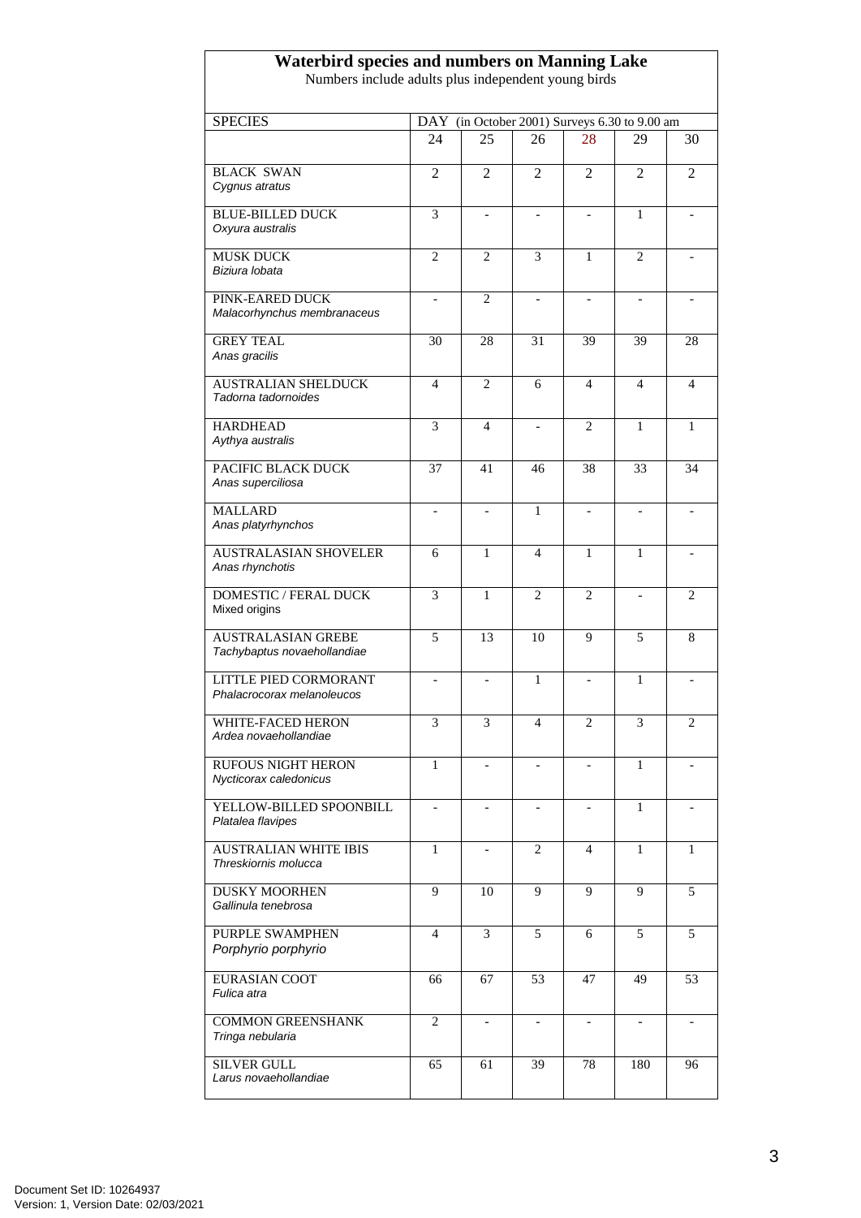## Waterbird species and numbers on Manning Lake

Numbers include adults plus independent young birds

| SPECIES | DAY (in October 2001) Surveys 6.30 to 9.00 am | | | | | |
|---|---|---|---|---|---|---|
| | 24 | 25 | 26 | 28 | 29 | 30 |
| BLACK SWAN *Cygnus atratus* | 2 | 2 | 2 | 2 | 2 | 2 |
| BLUE-BILLED DUCK *Oxyura australis* | 3 | - | - | - | 1 | - |
| MUSK DUCK *Biziura lobata* | 2 | 2 | 3 | 1 | 2 | - |
| PINK-EARED DUCK *Malacorhynchus membranaceus* | - | 2 | - | - | - | - |
| GREY TEAL *Anas gracilis* | 30 | 28 | 31 | 39 | 39 | 28 |
| AUSTRALIAN SHELDUCK *Tadorna tadornoides* | 4 | 2 | 6 | 4 | 4 | 4 |
| HARDHEAD *Aythya australis* | 3 | 4 | - | 2 | 1 | 1 |
| PACIFIC BLACK DUCK *Anas superciliosa* | 37 | 41 | 46 | 38 | 33 | 34 |
| MALLARD *Anas platyrhynchos* | - | - | 1 | - | - | - |
| AUSTRALASIAN SHOVELER *Anas rhynchotis* | 6 | 1 | 4 | 1 | 1 | - |
| DOMESTIC / FERAL DUCK Mixed origins | 3 | 1 | 2 | 2 | - | 2 |
| AUSTRALASIAN GREBE *Tachybaptus novaehollandiae* | 5 | 13 | 10 | 9 | 5 | 8 |
| LITTLE PIED CORMORANT *Phalacrocorax melanoleucos* | - | - | 1 | - | 1 | - |
| WHITE-FACED HERON *Ardea novaehollandiae* | 3 | 3 | 4 | 2 | 3 | 2 |
| RUFOUS NIGHT HERON *Nycticorax caledonicus* | 1 | - | - | - | 1 | - |
| YELLOW-BILLED SPOONBILL *Platalea flavipes* | - | - | - | - | 1 | - |
| AUSTRALIAN WHITE IBIS *Threskiornis molucca* | 1 | - | 2 | 4 | 1 | 1 |
| DUSKY MOORHEN *Gallinula tenebrosa* | 9 | 10 | 9 | 9 | 9 | 5 |
| PURPLE SWAMPHEN *Porphyrio porphyrio* | 4 | 3 | 5 | 6 | 5 | 5 |
| EURASIAN COOT *Fulica atra* | 66 | 67 | 53 | 47 | 49 | 53 |
| COMMON GREENSHANK *Tringa nebularia* | 2 | - | - | - | - | - |
| SILVER GULL *Larus novaehollandiae* | 65 | 61 | 39 | 78 | 180 | 96 |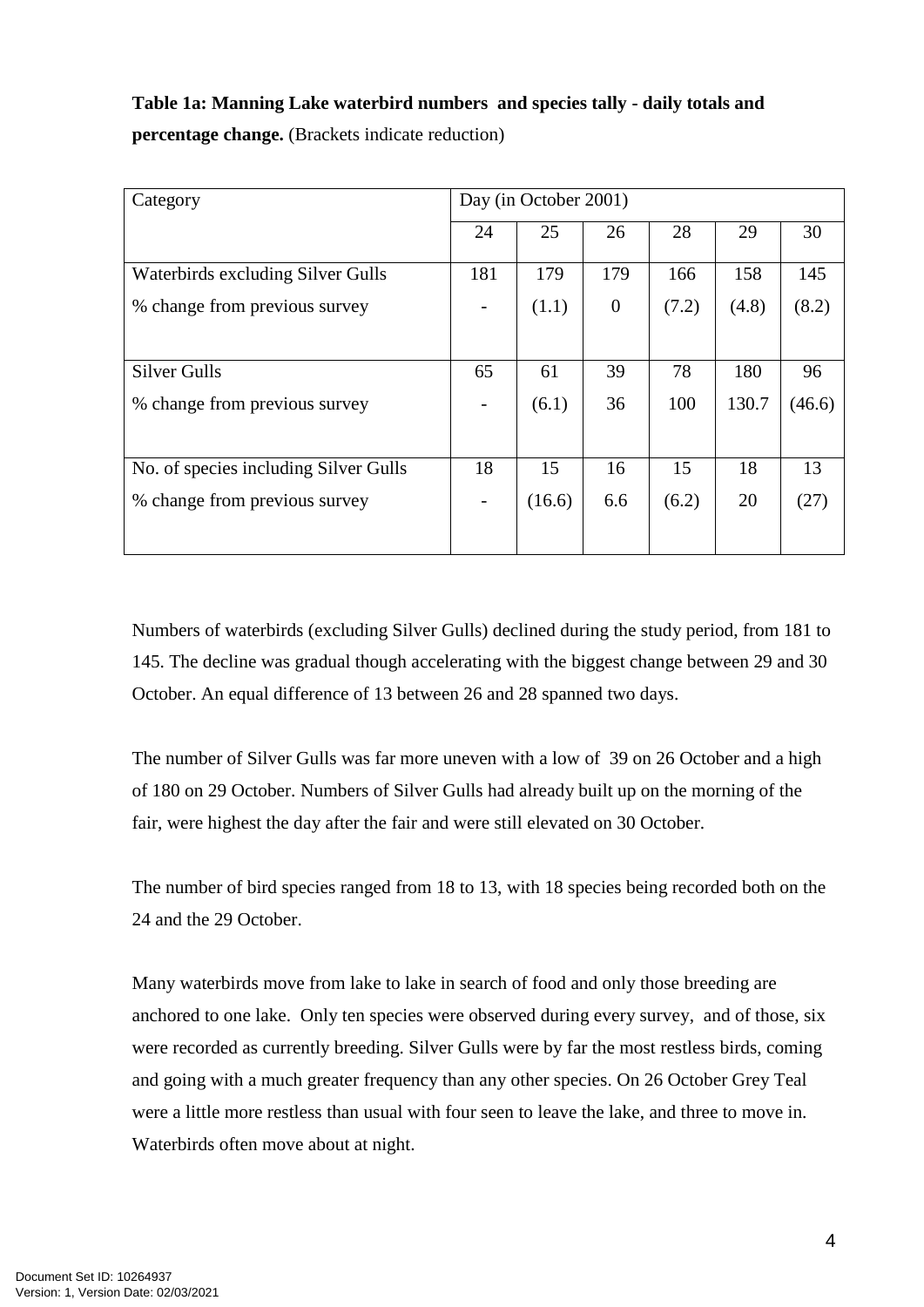**Table 1a: Manning Lake waterbird numbers and species tally - daily totals and percentage change.** (Brackets indicate reduction)

| Category | Day (in October 2001) | | | | | |
|---|---|---|---|---|---|---|
| | 24 | 25 | 26 | 28 | 29 | 30 |
| Waterbirds excluding Silver Gulls | 181 | 179 | 179 | 166 | 158 | 145 |
| % change from previous survey | - | (1.1) | 0 | (7.2) | (4.8) | (8.2) |
| Silver Gulls | 65 | 61 | 39 | 78 | 180 | 96 |
| % change from previous survey | - | (6.1) | 36 | 100 | 130.7 | (46.6) |
| No. of species including Silver Gulls | 18 | 15 | 16 | 15 | 18 | 13 |
| % change from previous survey | - | (16.6) | 6.6 | (6.2) | 20 | (27) |

Numbers of waterbirds (excluding Silver Gulls) declined during the study period, from 181 to 145. The decline was gradual though accelerating with the biggest change between 29 and 30 October. An equal difference of 13 between 26 and 28 spanned two days.

The number of Silver Gulls was far more uneven with a low of 39 on 26 October and a high of 180 on 29 October. Numbers of Silver Gulls had already built up on the morning of the fair, were highest the day after the fair and were still elevated on 30 October.

The number of bird species ranged from 18 to 13, with 18 species being recorded both on the 24 and the 29 October.

Many waterbirds move from lake to lake in search of food and only those breeding are anchored to one lake. Only ten species were observed during every survey, and of those, six were recorded as currently breeding. Silver Gulls were by far the most restless birds, coming and going with a much greater frequency than any other species. On 26 October Grey Teal were a little more restless than usual with four seen to leave the lake, and three to move in. Waterbirds often move about at night.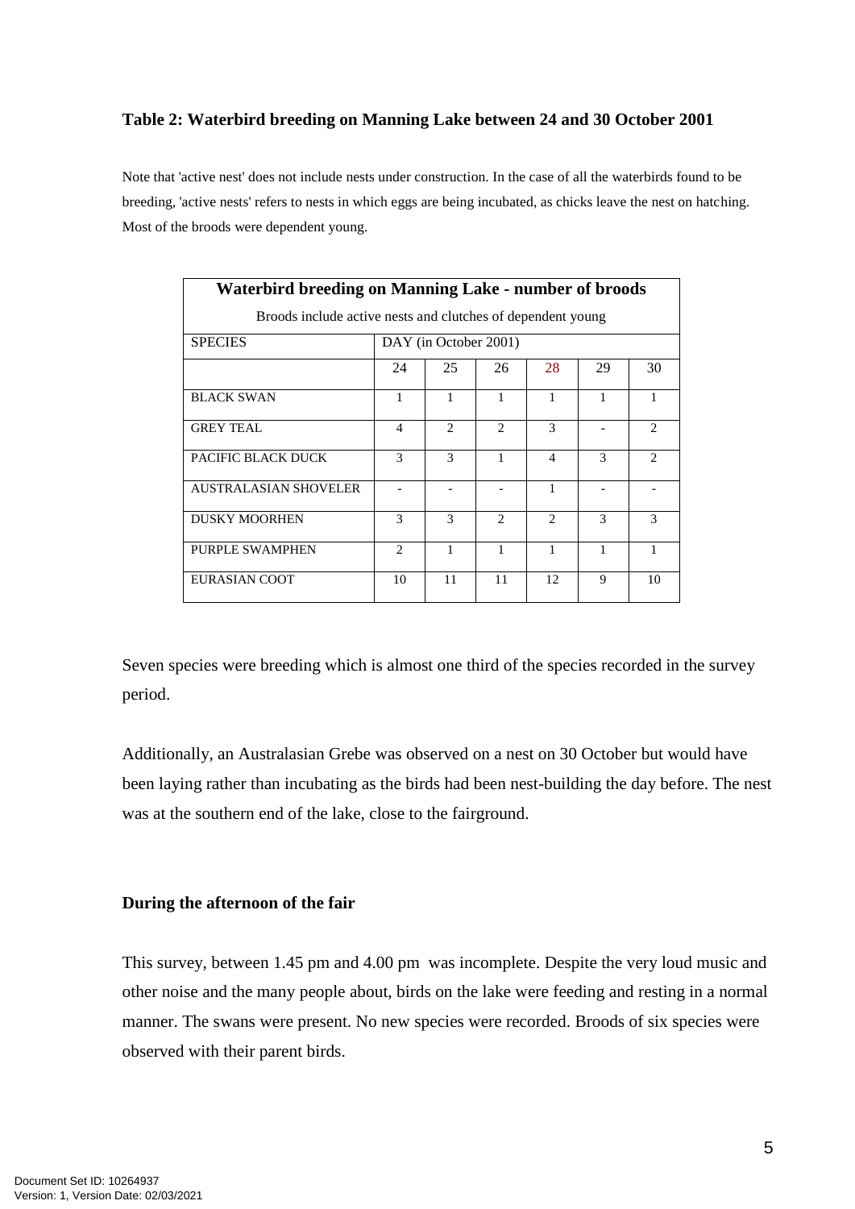**Table 2: Waterbird breeding on Manning Lake between 24 and 30 October 2001**

Note that 'active nest' does not include nests under construction. In the case of all the waterbirds found to be breeding, 'active nests' refers to nests in which eggs are being incubated, as chicks leave the nest on hatching. Most of the broods were dependent young.

| Waterbird breeding on Manning Lake - number of broods | | | | | | |
|---|---|---|---|---|---|---|
| Broods include active nests and clutches of dependent young | | | | | | |
| SPECIES | DAY (in October 2001) | | | | | |
| | 24 | 25 | 26 | 28 | 29 | 30 |
| BLACK SWAN | 1 | 1 | 1 | 1 | 1 | 1 |
| GREY TEAL | 4 | 2 | 2 | 3 | - | 2 |
| PACIFIC BLACK DUCK | 3 | 3 | 1 | 4 | 3 | 2 |
| AUSTRALASIAN SHOVELER | - | - | - | 1 | - | - |
| DUSKY MOORHEN | 3 | 3 | 2 | 2 | 3 | 3 |
| PURPLE SWAMPHEN | 2 | 1 | 1 | 1 | 1 | 1 |
| EURASIAN COOT | 10 | 11 | 11 | 12 | 9 | 10 |

Seven species were breeding which is almost one third of the species recorded in the survey period.

Additionally, an Australasian Grebe was observed on a nest on 30 October but would have been laying rather than incubating as the birds had been nest-building the day before. The nest was at the southern end of the lake, close to the fairground.

**During the afternoon of the fair**

This survey, between 1.45 pm and 4.00 pm was incomplete. Despite the very loud music and other noise and the many people about, birds on the lake were feeding and resting in a normal manner. The swans were present. No new species were recorded. Broods of six species were observed with their parent birds.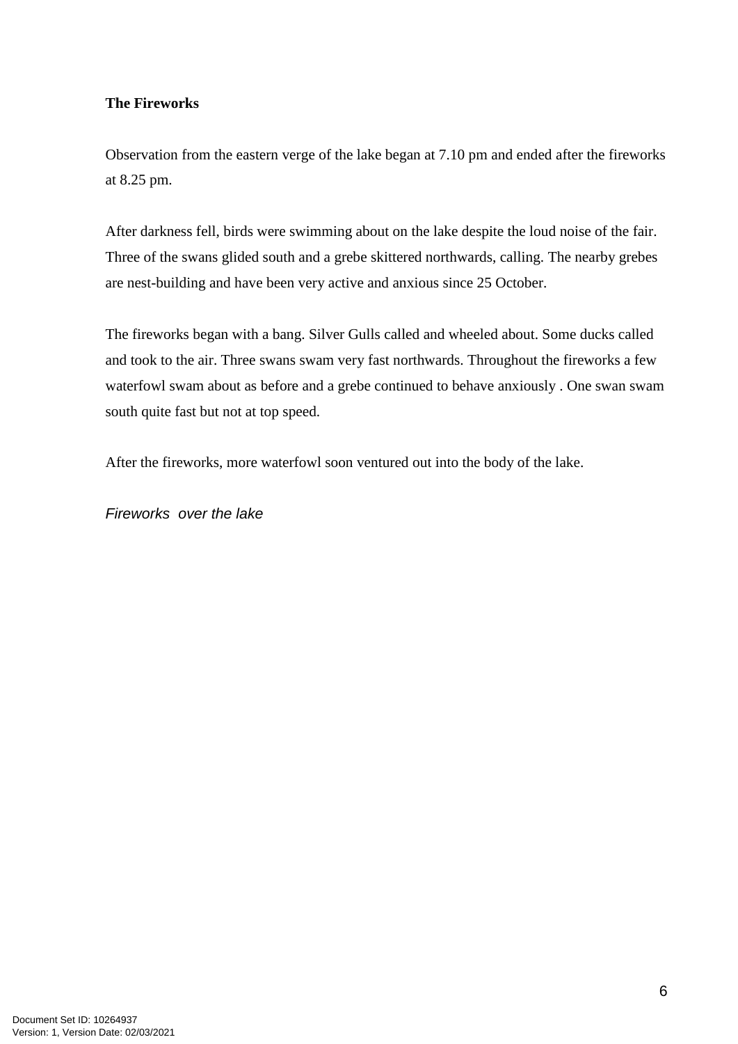**The Fireworks**

Observation from the eastern verge of the lake began at 7.10 pm and ended after the fireworks at 8.25 pm.

After darkness fell, birds were swimming about on the lake despite the loud noise of the fair. Three of the swans glided south and a grebe skittered northwards, calling. The nearby grebes are nest-building and have been very active and anxious since 25 October.

The fireworks began with a bang. Silver Gulls called and wheeled about. Some ducks called and took to the air. Three swans swam very fast northwards. Throughout the fireworks a few waterfowl swam about as before and a grebe continued to behave anxiously . One swan swam south quite fast but not at top speed.

After the fireworks, more waterfowl soon ventured out into the body of the lake.

*Fireworks over the lake*

Document Set ID: 10264937
Version: 1, Version Date: 02/03/2021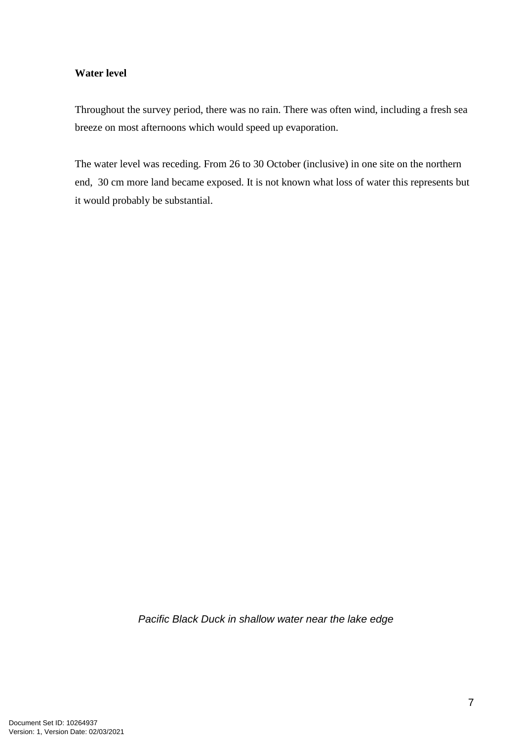**Water level**

Throughout the survey period, there was no rain. There was often wind, including a fresh sea breeze on most afternoons which would speed up evaporation.

The water level was receding. From 26 to 30 October (inclusive) in one site on the northern end, 30 cm more land became exposed. It is not known what loss of water this represents but it would probably be substantial.

*Pacific Black Duck in shallow water near the lake edge*

Document Set ID: 10264937
Version: 1, Version Date: 02/03/2021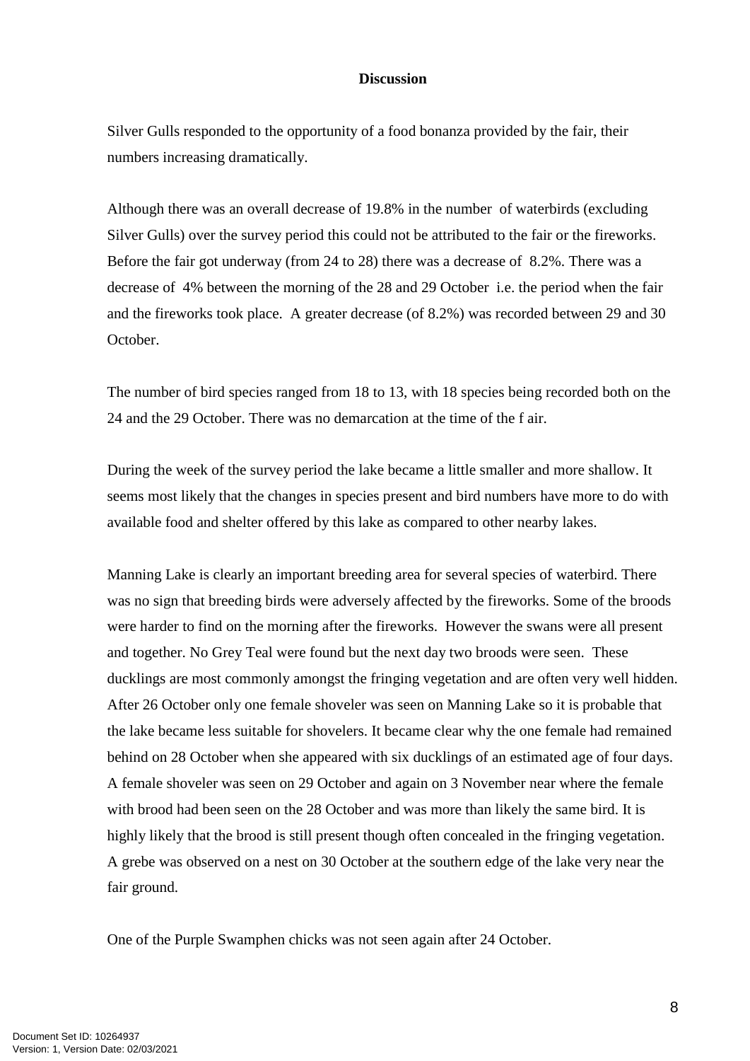## Discussion

Silver Gulls responded to the opportunity of a food bonanza provided by the fair, their numbers increasing dramatically.

Although there was an overall decrease of 19.8% in the number of waterbirds (excluding Silver Gulls) over the survey period this could not be attributed to the fair or the fireworks. Before the fair got underway (from 24 to 28) there was a decrease of 8.2%. There was a decrease of 4% between the morning of the 28 and 29 October i.e. the period when the fair and the fireworks took place. A greater decrease (of 8.2%) was recorded between 29 and 30 October.

The number of bird species ranged from 18 to 13, with 18 species being recorded both on the 24 and the 29 October. There was no demarcation at the time of the f air.

During the week of the survey period the lake became a little smaller and more shallow. It seems most likely that the changes in species present and bird numbers have more to do with available food and shelter offered by this lake as compared to other nearby lakes.

Manning Lake is clearly an important breeding area for several species of waterbird. There was no sign that breeding birds were adversely affected by the fireworks. Some of the broods were harder to find on the morning after the fireworks. However the swans were all present and together. No Grey Teal were found but the next day two broods were seen. These ducklings are most commonly amongst the fringing vegetation and are often very well hidden. After 26 October only one female shoveler was seen on Manning Lake so it is probable that the lake became less suitable for shovelers. It became clear why the one female had remained behind on 28 October when she appeared with six ducklings of an estimated age of four days. A female shoveler was seen on 29 October and again on 3 November near where the female with brood had been seen on the 28 October and was more than likely the same bird. It is highly likely that the brood is still present though often concealed in the fringing vegetation. A grebe was observed on a nest on 30 October at the southern edge of the lake very near the fair ground.

One of the Purple Swamphen chicks was not seen again after 24 October.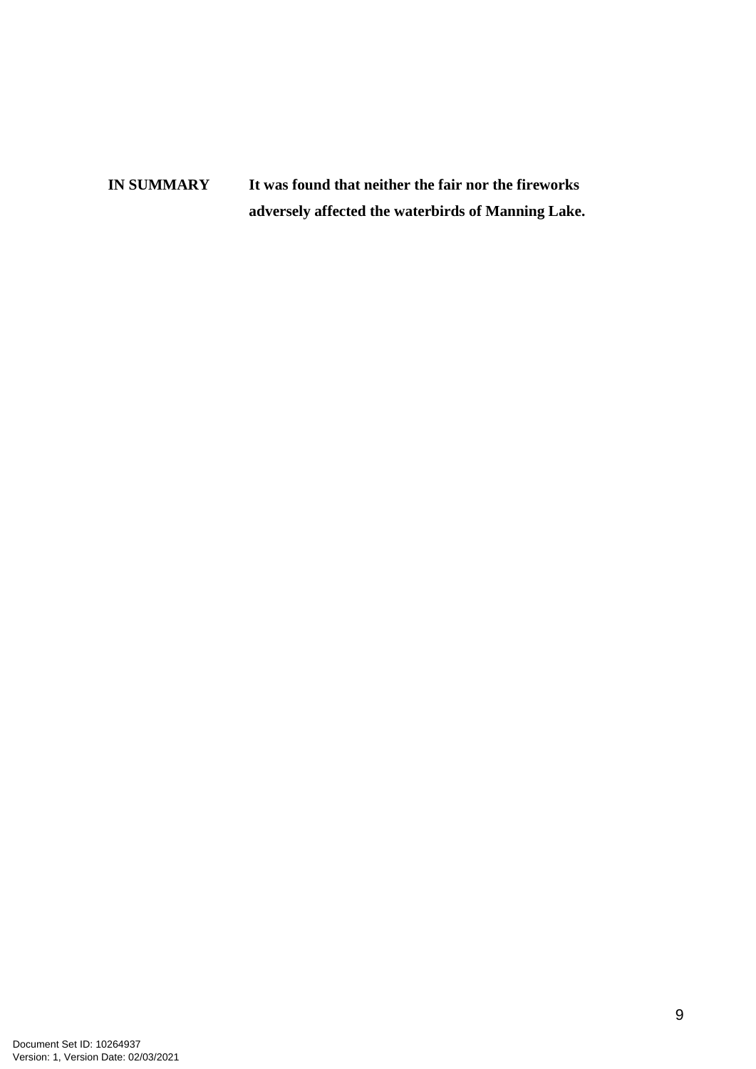**IN SUMMARY** **It was found that neither the fair nor the fireworks adversely affected the waterbirds of Manning Lake.**

Document Set ID: 10264937
Version: 1, Version Date: 02/03/2021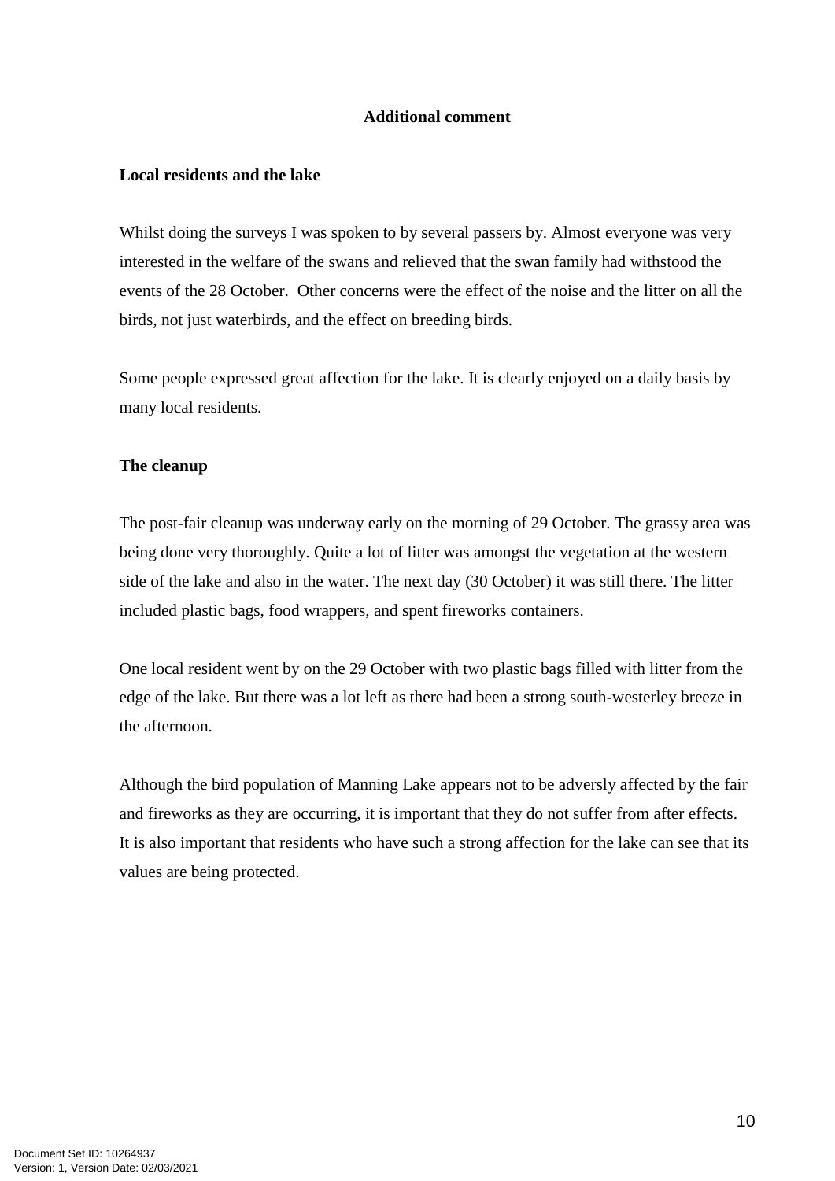## Additional comment

### Local residents and the lake

Whilst doing the surveys I was spoken to by several passers by. Almost everyone was very interested in the welfare of the swans and relieved that the swan family had withstood the events of the 28 October. Other concerns were the effect of the noise and the litter on all the birds, not just waterbirds, and the effect on breeding birds.

Some people expressed great affection for the lake. It is clearly enjoyed on a daily basis by many local residents.

### The cleanup

The post-fair cleanup was underway early on the morning of 29 October. The grassy area was being done very thoroughly. Quite a lot of litter was amongst the vegetation at the western side of the lake and also in the water. The next day (30 October) it was still there. The litter included plastic bags, food wrappers, and spent fireworks containers.

One local resident went by on the 29 October with two plastic bags filled with litter from the edge of the lake. But there was a lot left as there had been a strong south-westerley breeze in the afternoon.

Although the bird population of Manning Lake appears not to be adversly affected by the fair and fireworks as they are occurring, it is important that they do not suffer from after effects. It is also important that residents who have such a strong affection for the lake can see that its values are being protected.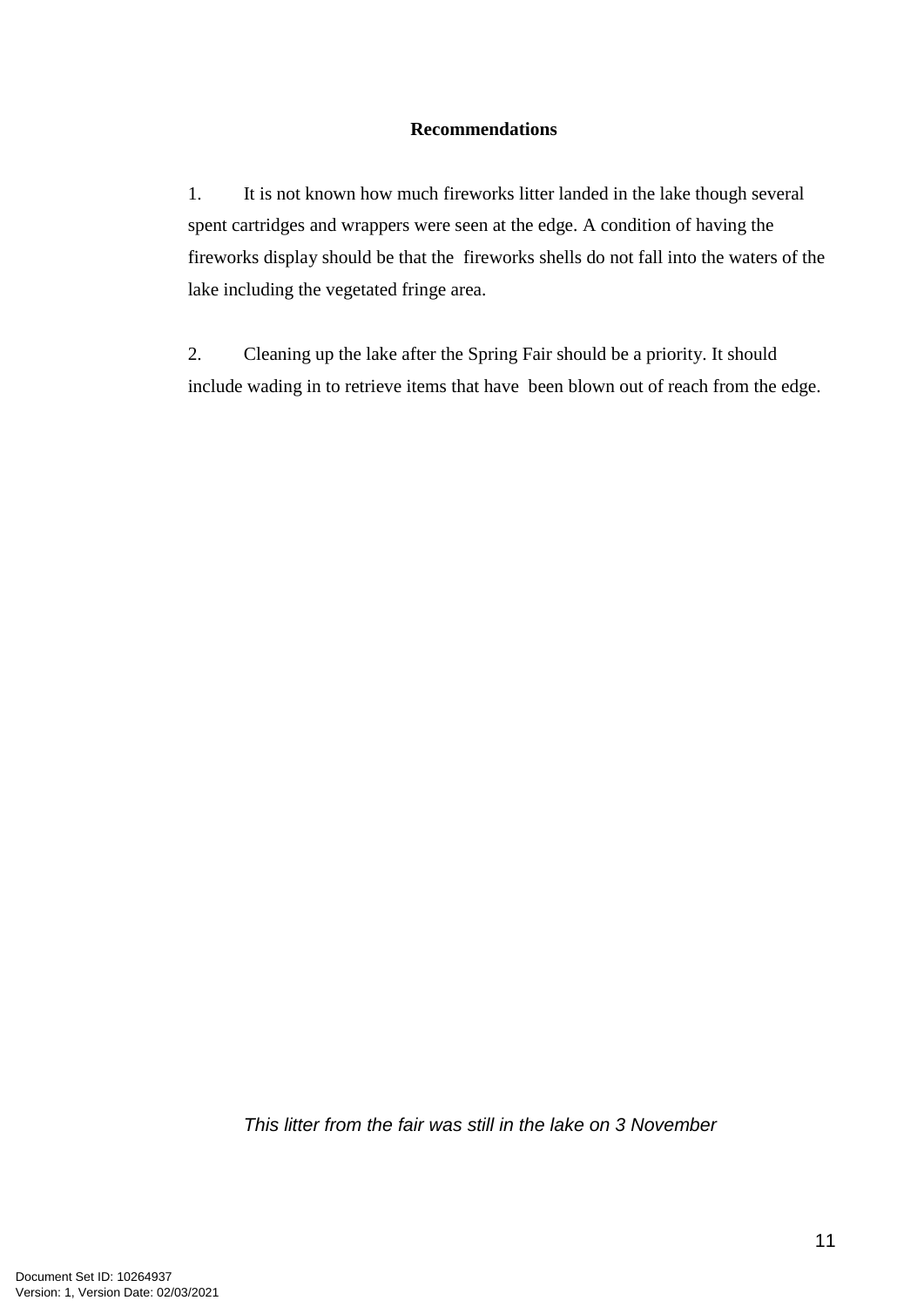**Recommendations**

1. It is not known how much fireworks litter landed in the lake though several spent cartridges and wrappers were seen at the edge. A condition of having the fireworks display should be that the fireworks shells do not fall into the waters of the lake including the vegetated fringe area.

2. Cleaning up the lake after the Spring Fair should be a priority. It should include wading in to retrieve items that have been blown out of reach from the edge.

*This litter from the fair was still in the lake on 3 November*

Document Set ID: 10264937
Version: 1, Version Date: 02/03/2021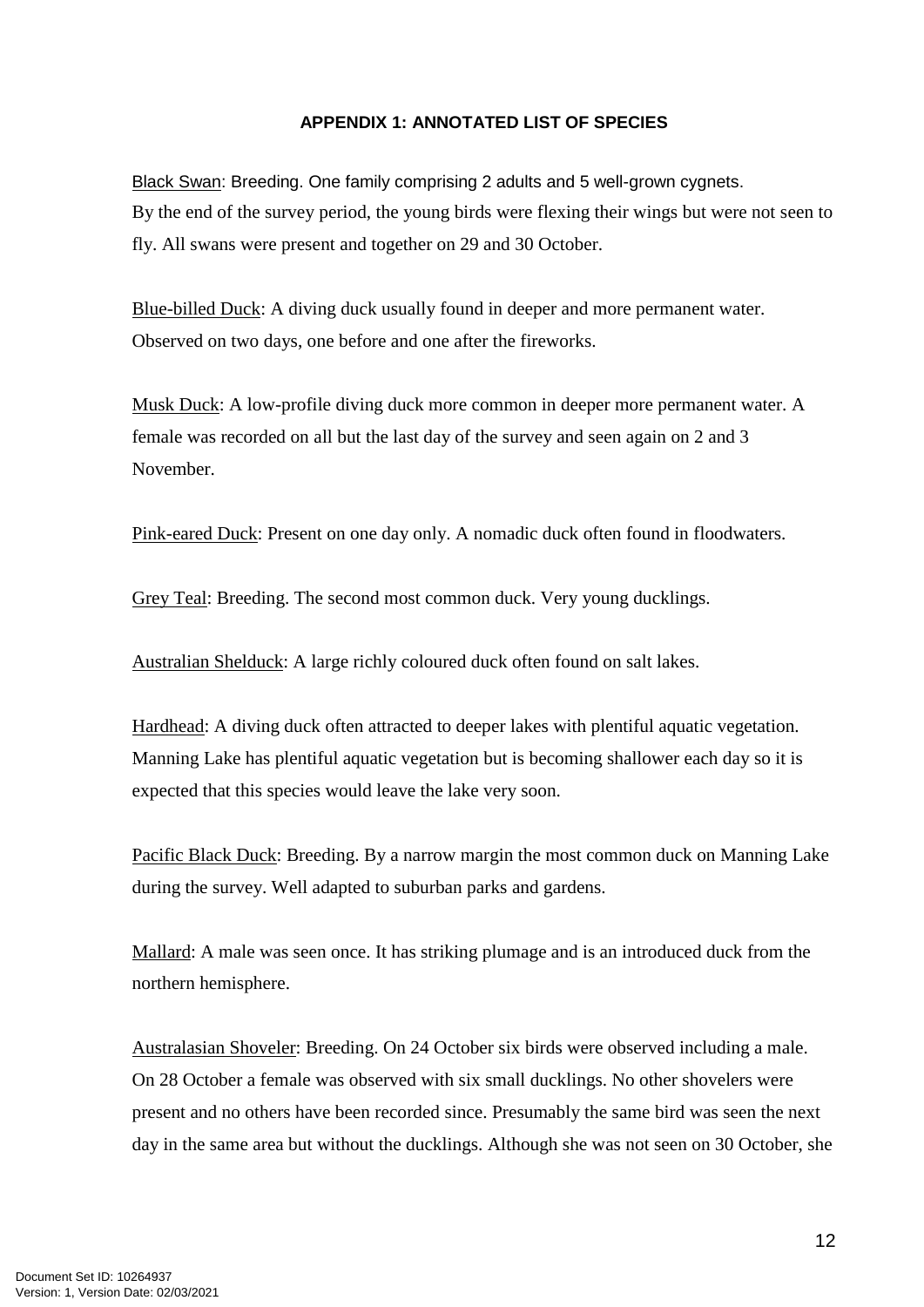## APPENDIX 1: ANNOTATED LIST OF SPECIES

Black Swan: Breeding. One family comprising 2 adults and 5 well-grown cygnets. By the end of the survey period, the young birds were flexing their wings but were not seen to fly. All swans were present and together on 29 and 30 October.

Blue-billed Duck: A diving duck usually found in deeper and more permanent water. Observed on two days, one before and one after the fireworks.

Musk Duck: A low-profile diving duck more common in deeper more permanent water. A female was recorded on all but the last day of the survey and seen again on 2 and 3 November.

Pink-eared Duck: Present on one day only. A nomadic duck often found in floodwaters.

Grey Teal: Breeding. The second most common duck. Very young ducklings.

Australian Shelduck: A large richly coloured duck often found on salt lakes.

Hardhead: A diving duck often attracted to deeper lakes with plentiful aquatic vegetation. Manning Lake has plentiful aquatic vegetation but is becoming shallower each day so it is expected that this species would leave the lake very soon.

Pacific Black Duck: Breeding. By a narrow margin the most common duck on Manning Lake during the survey. Well adapted to suburban parks and gardens.

Mallard: A male was seen once. It has striking plumage and is an introduced duck from the northern hemisphere.

Australasian Shoveler: Breeding. On 24 October six birds were observed including a male. On 28 October a female was observed with six small ducklings. No other shovelers were present and no others have been recorded since. Presumably the same bird was seen the next day in the same area but without the ducklings. Although she was not seen on 30 October, she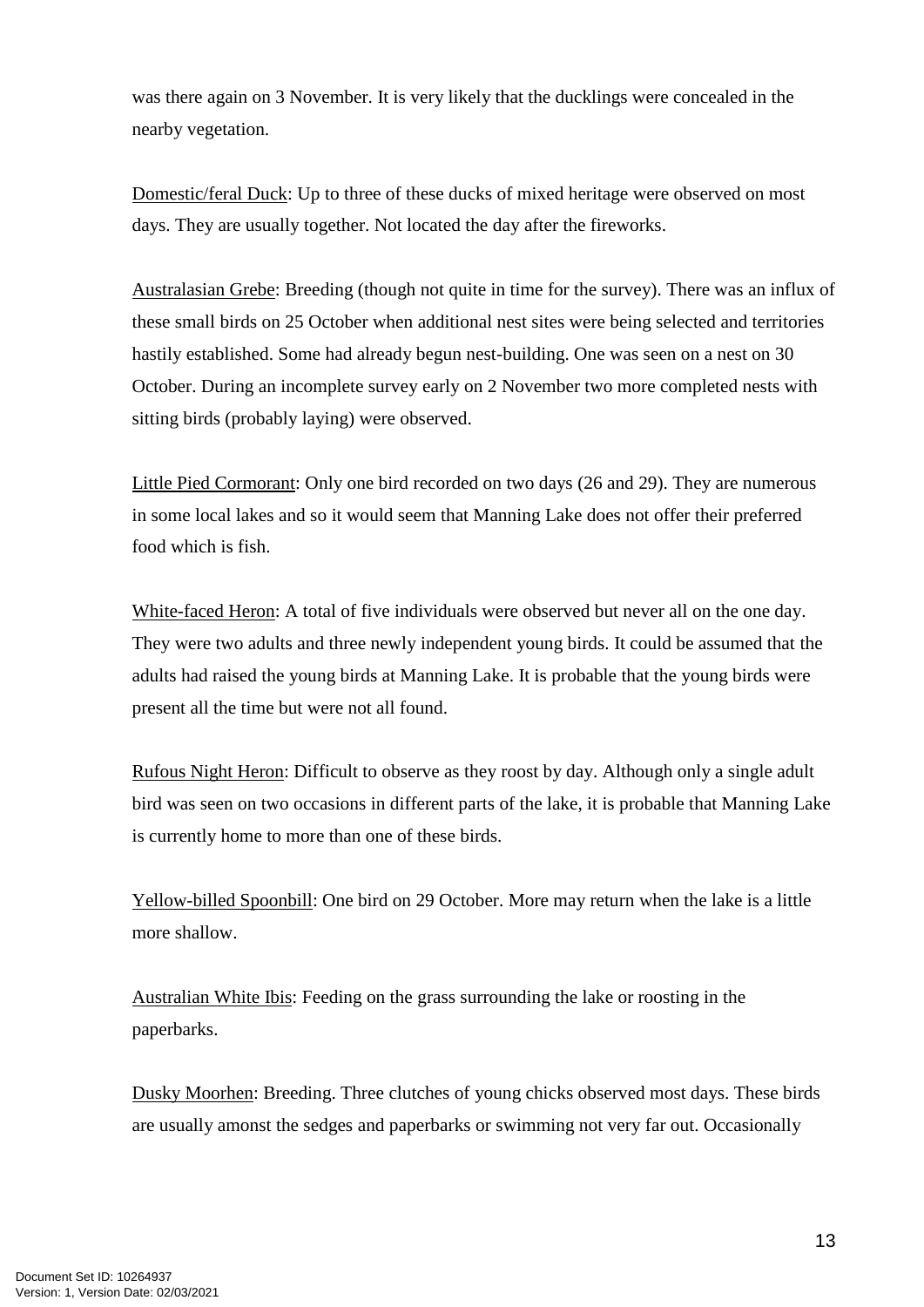was there again on 3 November. It is very likely that the ducklings were concealed in the nearby vegetation.

Domestic/feral Duck: Up to three of these ducks of mixed heritage were observed on most days. They are usually together. Not located the day after the fireworks.

Australasian Grebe: Breeding (though not quite in time for the survey). There was an influx of these small birds on 25 October when additional nest sites were being selected and territories hastily established. Some had already begun nest-building. One was seen on a nest on 30 October. During an incomplete survey early on 2 November two more completed nests with sitting birds (probably laying) were observed.

Little Pied Cormorant: Only one bird recorded on two days (26 and 29). They are numerous in some local lakes and so it would seem that Manning Lake does not offer their preferred food which is fish.

White-faced Heron: A total of five individuals were observed but never all on the one day. They were two adults and three newly independent young birds. It could be assumed that the adults had raised the young birds at Manning Lake. It is probable that the young birds were present all the time but were not all found.

Rufous Night Heron: Difficult to observe as they roost by day. Although only a single adult bird was seen on two occasions in different parts of the lake, it is probable that Manning Lake is currently home to more than one of these birds.

Yellow-billed Spoonbill: One bird on 29 October. More may return when the lake is a little more shallow.

Australian White Ibis: Feeding on the grass surrounding the lake or roosting in the paperbarks.

Dusky Moorhen: Breeding. Three clutches of young chicks observed most days. These birds are usually amonst the sedges and paperbarks or swimming not very far out. Occasionally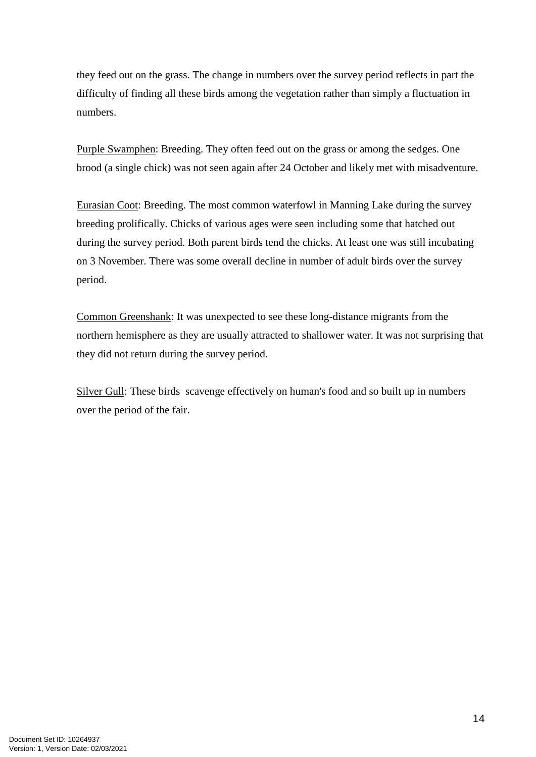they feed out on the grass. The change in numbers over the survey period reflects in part the difficulty of finding all these birds among the vegetation rather than simply a fluctuation in numbers.

Purple Swamphen: Breeding. They often feed out on the grass or among the sedges. One brood (a single chick) was not seen again after 24 October and likely met with misadventure.

Eurasian Coot: Breeding. The most common waterfowl in Manning Lake during the survey breeding prolifically. Chicks of various ages were seen including some that hatched out during the survey period. Both parent birds tend the chicks. At least one was still incubating on 3 November. There was some overall decline in number of adult birds over the survey period.

Common Greenshank: It was unexpected to see these long-distance migrants from the northern hemisphere as they are usually attracted to shallower water. It was not surprising that they did not return during the survey period.

Silver Gull: These birds  scavenge effectively on human's food and so built up in numbers over the period of the fair.